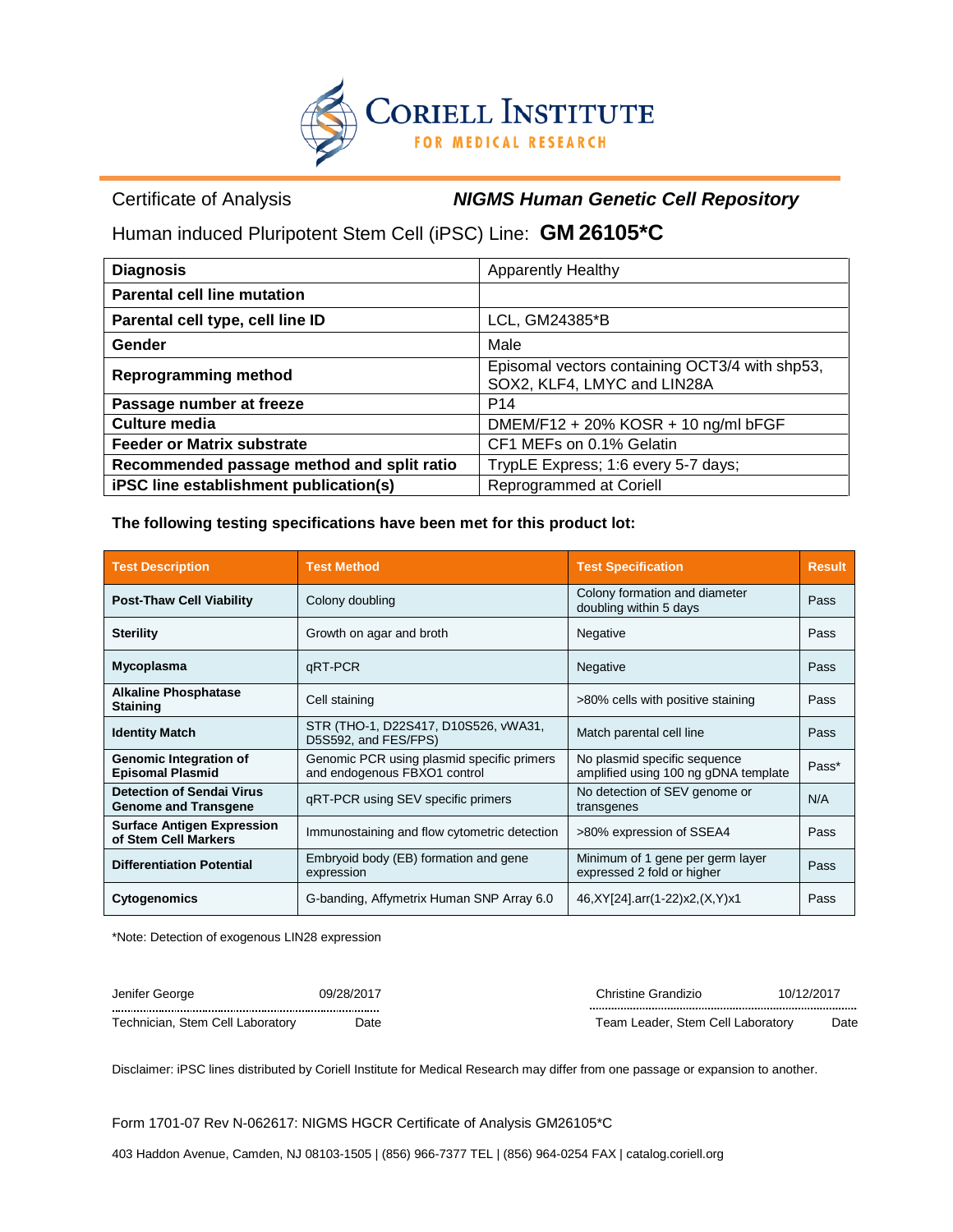# CORIELL INSTITUTE FOR MEDICAL RESEARCH

Certificate of Analysis ***NIGMS Human Genetic Cell Repository***

## Human induced Pluripotent Stem Cell (iPSC) Line: **GM 26105*C**

| | |
|---|---|
| **Diagnosis** | Apparently Healthy |
| **Parental cell line mutation** | |
| **Parental cell type, cell line ID** | LCL, GM24385*B |
| **Gender** | Male |
| **Reprogramming method** | Episomal vectors containing OCT3/4 with shp53, SOX2, KLF4, LMYC and LIN28A |
| **Passage number at freeze** | P14 |
| **Culture media** | DMEM/F12 + 20% KOSR + 10 ng/ml bFGF |
| **Feeder or Matrix substrate** | CF1 MEFs on 0.1% Gelatin |
| **Recommended passage method and split ratio** | TrypLE Express; 1:6 every 5-7 days; |
| **iPSC line establishment publication(s)** | Reprogrammed at Coriell |

**The following testing specifications have been met for this product lot:**

| Test Description | Test Method | Test Specification | Result |
|---|---|---|---|
| **Post-Thaw Cell Viability** | Colony doubling | Colony formation and diameter doubling within 5 days | Pass |
| **Sterility** | Growth on agar and broth | Negative | Pass |
| **Mycoplasma** | qRT-PCR | Negative | Pass |
| **Alkaline Phosphatase Staining** | Cell staining | >80% cells with positive staining | Pass |
| **Identity Match** | STR (THO-1, D22S417, D10S526, vWA31, D5S592, and FES/FPS) | Match parental cell line | Pass |
| **Genomic Integration of Episomal Plasmid** | Genomic PCR using plasmid specific primers and endogenous FBXO1 control | No plasmid specific sequence amplified using 100 ng gDNA template | Pass* |
| **Detection of Sendai Virus Genome and Transgene** | qRT-PCR using SEV specific primers | No detection of SEV genome or transgenes | N/A |
| **Surface Antigen Expression of Stem Cell Markers** | Immunostaining and flow cytometric detection | >80% expression of SSEA4 | Pass |
| **Differentiation Potential** | Embryoid body (EB) formation and gene expression | Minimum of 1 gene per germ layer expressed 2 fold or higher | Pass |
| **Cytogenomics** | G-banding, Affymetrix Human SNP Array 6.0 | 46,XY[24].arr(1-22)x2,(X,Y)x1 | Pass |

*Note: Detection of exogenous LIN28 expression

Jenifer George 09/28/2017
Technician, Stem Cell Laboratory Date

Christine Grandizio 10/12/2017
Team Leader, Stem Cell Laboratory Date

Disclaimer: iPSC lines distributed by Coriell Institute for Medical Research may differ from one passage or expansion to another.

Form 1701-07 Rev N-062617: NIGMS HGCR Certificate of Analysis GM26105*C

403 Haddon Avenue, Camden, NJ 08103-1505 | (856) 966-7377 TEL | (856) 964-0254 FAX | catalog.coriell.org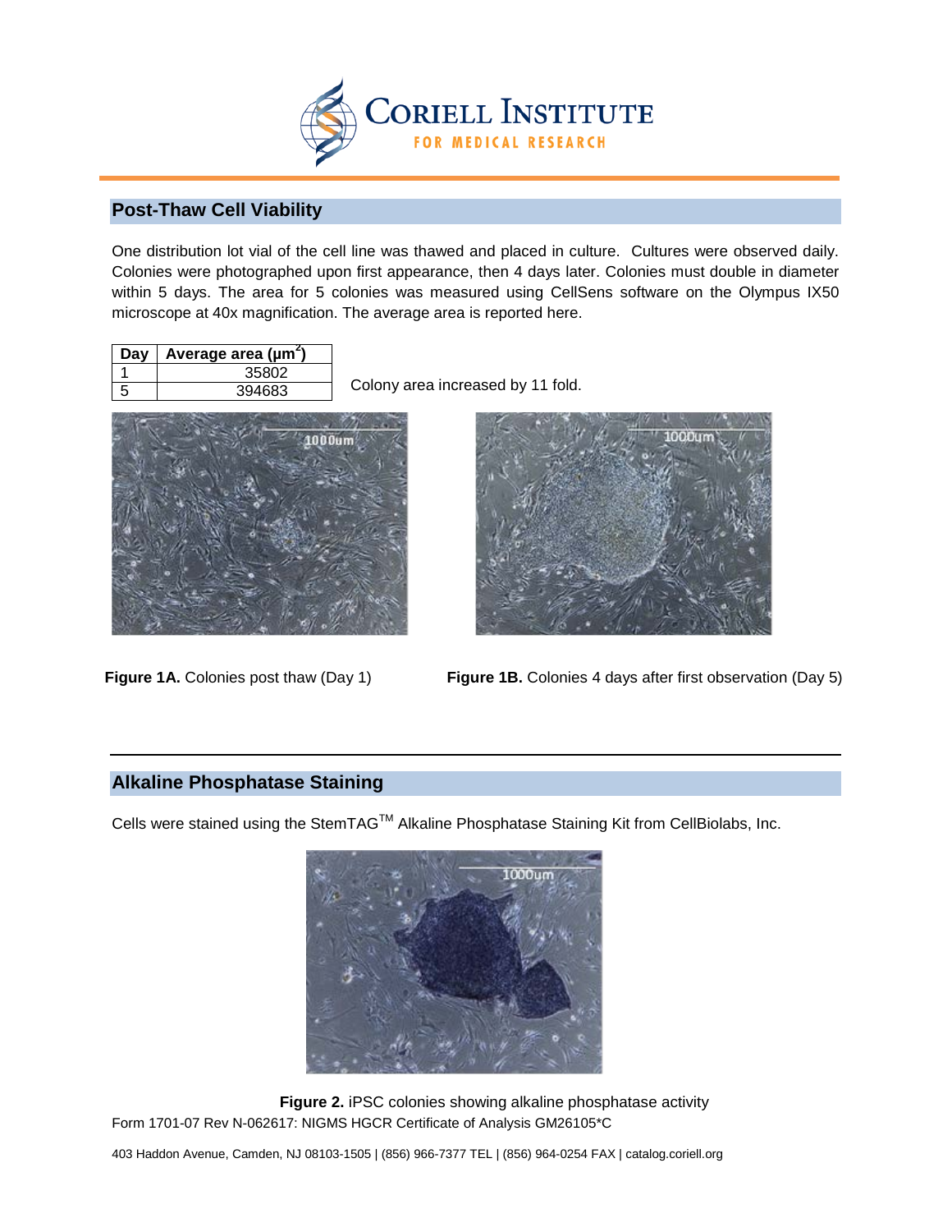## Post-Thaw Cell Viability

One distribution lot vial of the cell line was thawed and placed in culture. Cultures were observed daily. Colonies were photographed upon first appearance, then 4 days later. Colonies must double in diameter within 5 days. The area for 5 colonies was measured using CellSens software on the Olympus IX50 microscope at 40x magnification. The average area is reported here.

| Day | Average area ($\mu m^2$) |
|---|---|
| 1 | 35802 |
| 5 | 394683 |

Colony area increased by 11 fold.

**Figure 1A.** Colonies post thaw (Day 1)

**Figure 1B.** Colonies 4 days after first observation (Day 5)

## Alkaline Phosphatase Staining

Cells were stained using the StemTAG™ Alkaline Phosphatase Staining Kit from CellBiolabs, Inc.

**Figure 2.** iPSC colonies showing alkaline phosphatase activity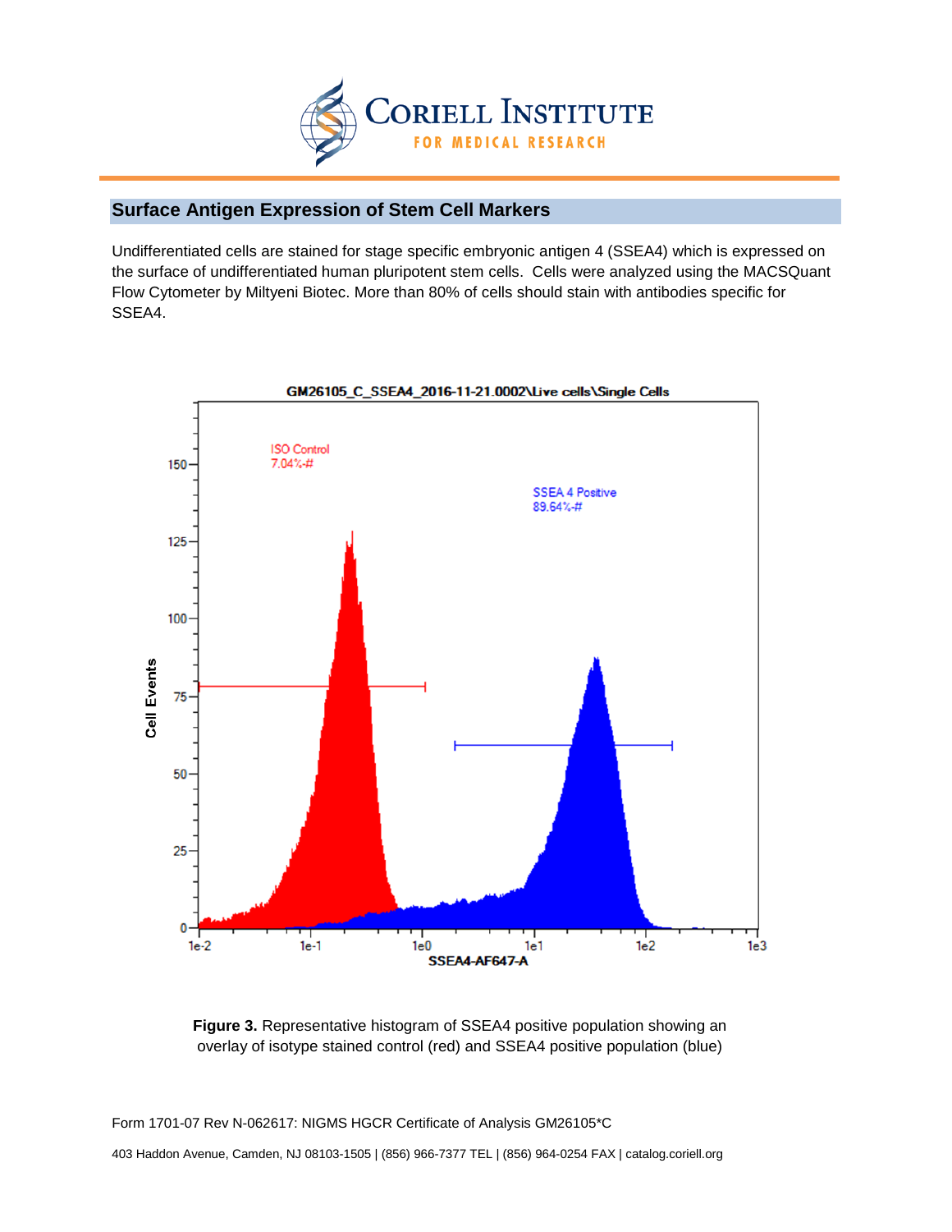## Surface Antigen Expression of Stem Cell Markers

Undifferentiated cells are stained for stage specific embryonic antigen 4 (SSEA4) which is expressed on the surface of undifferentiated human pluripotent stem cells. Cells were analyzed using the MACSQuant Flow Cytometer by Miltyeni Biotec. More than 80% of cells should stain with antibodies specific for SSEA4.

**Figure 3.** Representative histogram of SSEA4 positive population showing an overlay of isotype stained control (red) and SSEA4 positive population (blue)

Form 1701-07 Rev N-062617: NIGMS HGCR Certificate of Analysis GM26105*C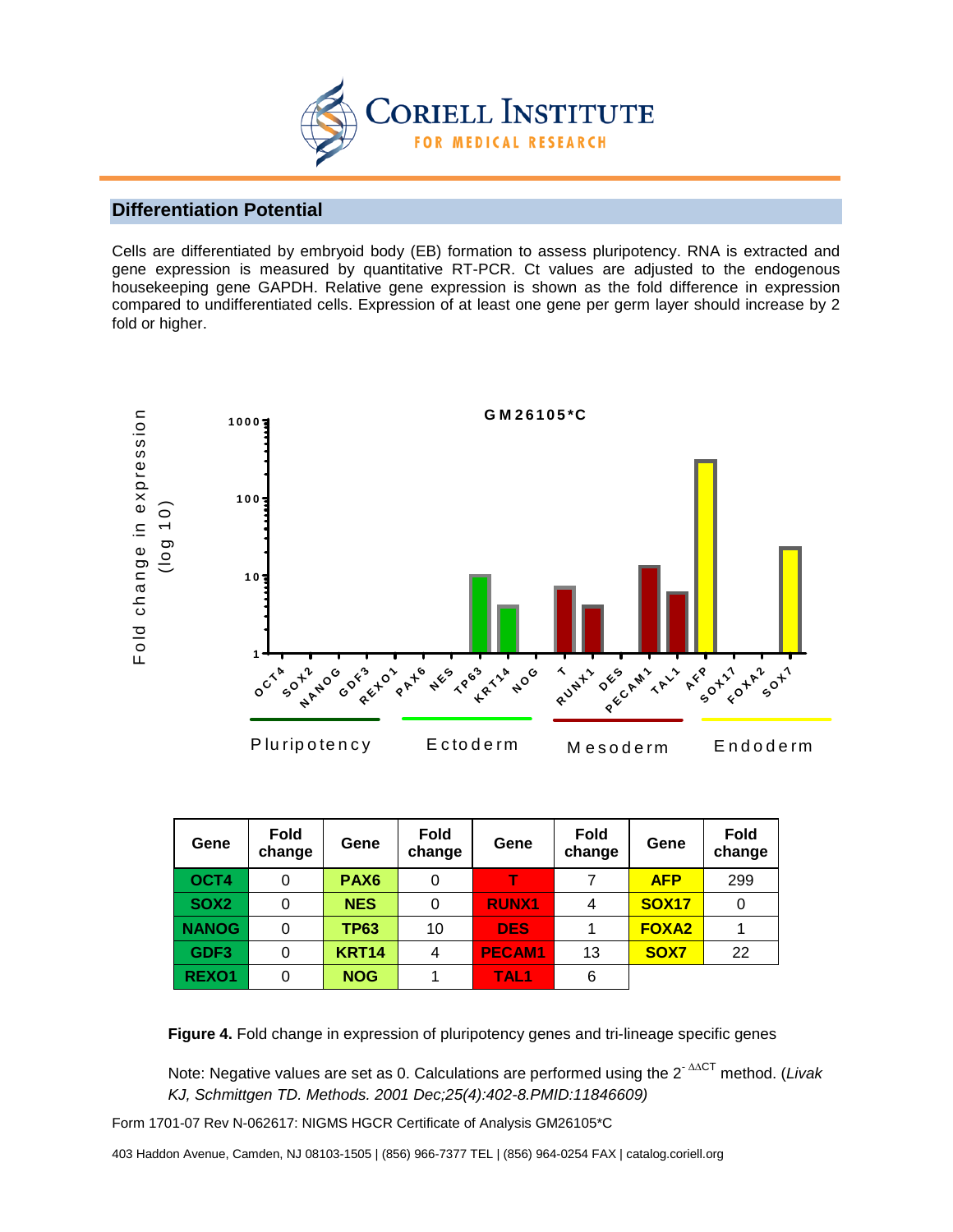## Differentiation Potential

Cells are differentiated by embryoid body (EB) formation to assess pluripotency. RNA is extracted and gene expression is measured by quantitative RT-PCR. Ct values are adjusted to the endogenous housekeeping gene GAPDH. Relative gene expression is shown as the fold difference in expression compared to undifferentiated cells. Expression of at least one gene per germ layer should increase by 2 fold or higher.

| Gene | Fold change | Gene | Fold change | Gene | Fold change | Gene | Fold change |
|---|---|---|---|---|---|---|---|
| OCT4 | 0 | PAX6 | 0 | T | 7 | AFP | 299 |
| SOX2 | 0 | NES | 0 | RUNX1 | 4 | SOX17 | 0 |
| NANOG | 0 | TP63 | 10 | DES | 1 | FOXA2 | 1 |
| GDF3 | 0 | KRT14 | 4 | PECAM1 | 13 | SOX7 | 22 |
| REXO1 | 0 | NOG | 1 | TAL1 | 6 | | |

**Figure 4.** Fold change in expression of pluripotency genes and tri-lineage specific genes

Note: Negative values are set as 0. Calculations are performed using the $2^{-\Delta\Delta CT}$ method. (*Livak KJ, Schmittgen TD. Methods. 2001 Dec;25(4):402-8.PMID:11846609)*

Form 1701-07 Rev N-062617: NIGMS HGCR Certificate of Analysis GM26105*C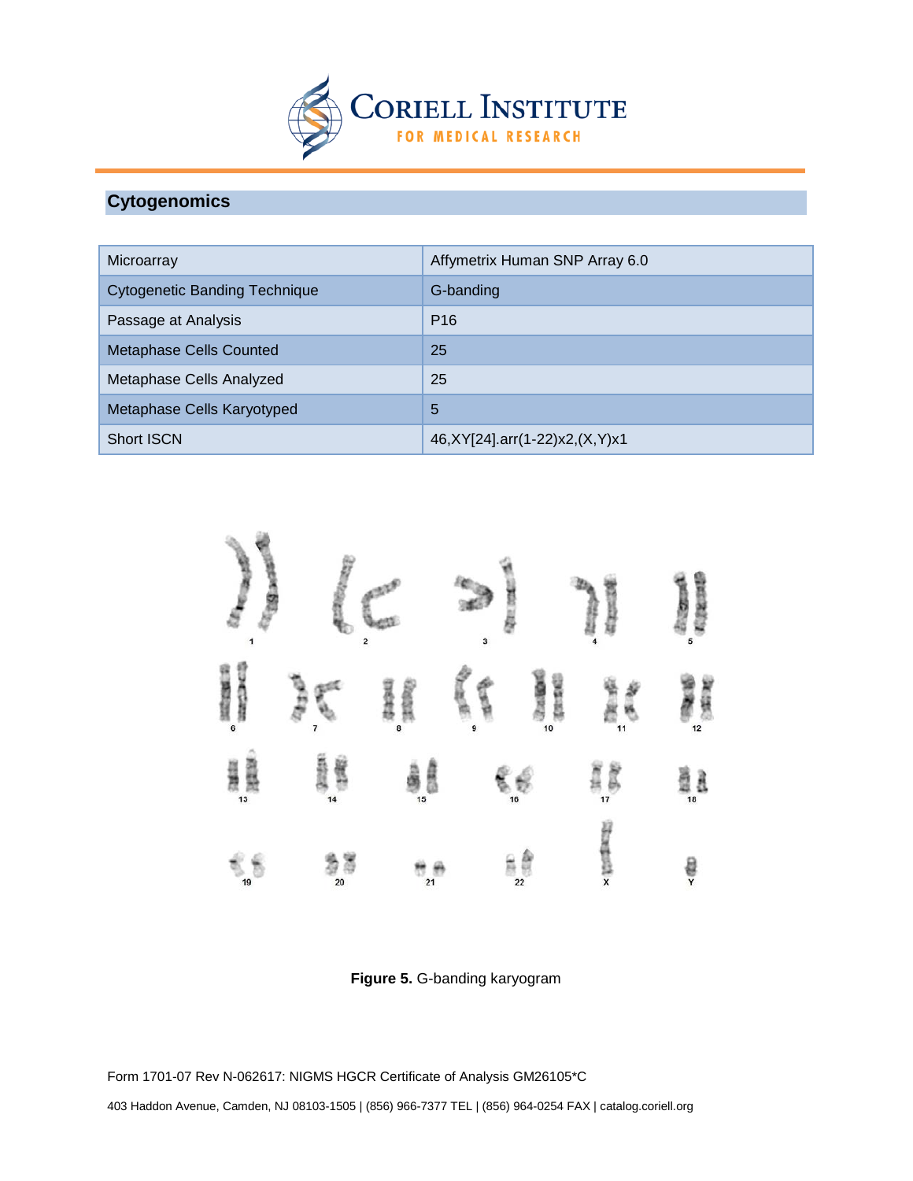## Cytogenomics

| | |
|---|---|
| Microarray | Affymetrix Human SNP Array 6.0 |
| Cytogenetic Banding Technique | G-banding |
| Passage at Analysis | P16 |
| Metaphase Cells Counted | 25 |
| Metaphase Cells Analyzed | 25 |
| Metaphase Cells Karyotyped | 5 |
| Short ISCN | 46,XY[24].arr(1-22)x2,(X,Y)x1 |

1 2 3 4 5
6 7 8 9 10 11 12
13 14 15 16 17 18
19 20 21 22 X Y

**Figure 5.** G-banding karyogram

Form 1701-07 Rev N-062617: NIGMS HGCR Certificate of Analysis GM26105*C